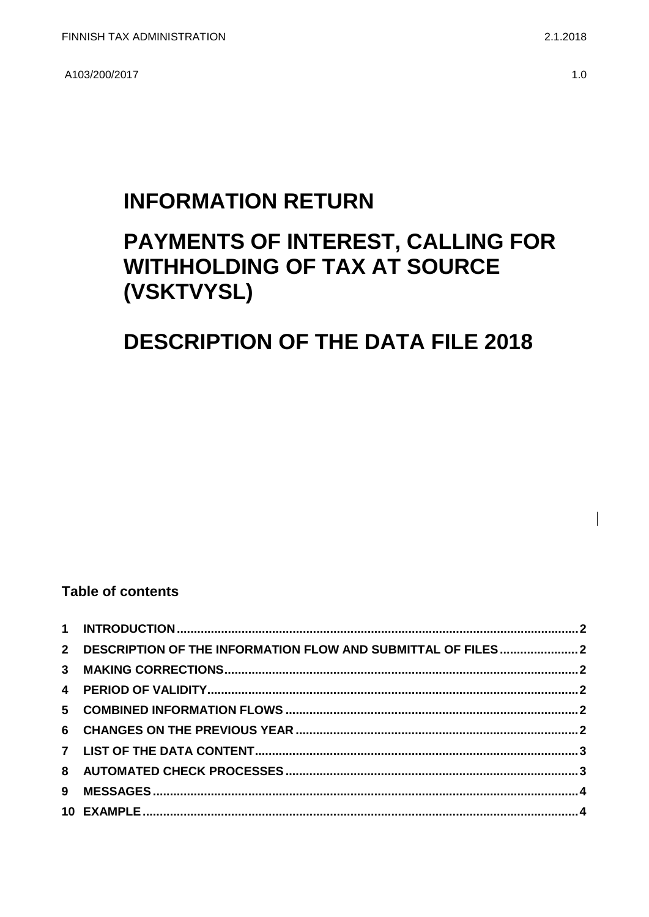FINNISH TAX ADMINISTRATION 2.1.2018

A103/200/2017 1.0

# INFORMATION RETURN

# PAYMENTS OF INTEREST, CALLING FOR WITHHOLDING OF TAX AT SOURCE (VSKTVYSL)

# DESCRIPTION OF THE DATA FILE 2018

## Table of contents

1 INTRODUCTION ..... 2
2 DESCRIPTION OF THE INFORMATION FLOW AND SUBMITTAL OF FILES ..... 2
3 MAKING CORRECTIONS ..... 2
4 PERIOD OF VALIDITY ..... 2
5 COMBINED INFORMATION FLOWS ..... 2
6 CHANGES ON THE PREVIOUS YEAR ..... 2
7 LIST OF THE DATA CONTENT ..... 3
8 AUTOMATED CHECK PROCESSES ..... 3
9 MESSAGES ..... 4
10 EXAMPLE ..... 4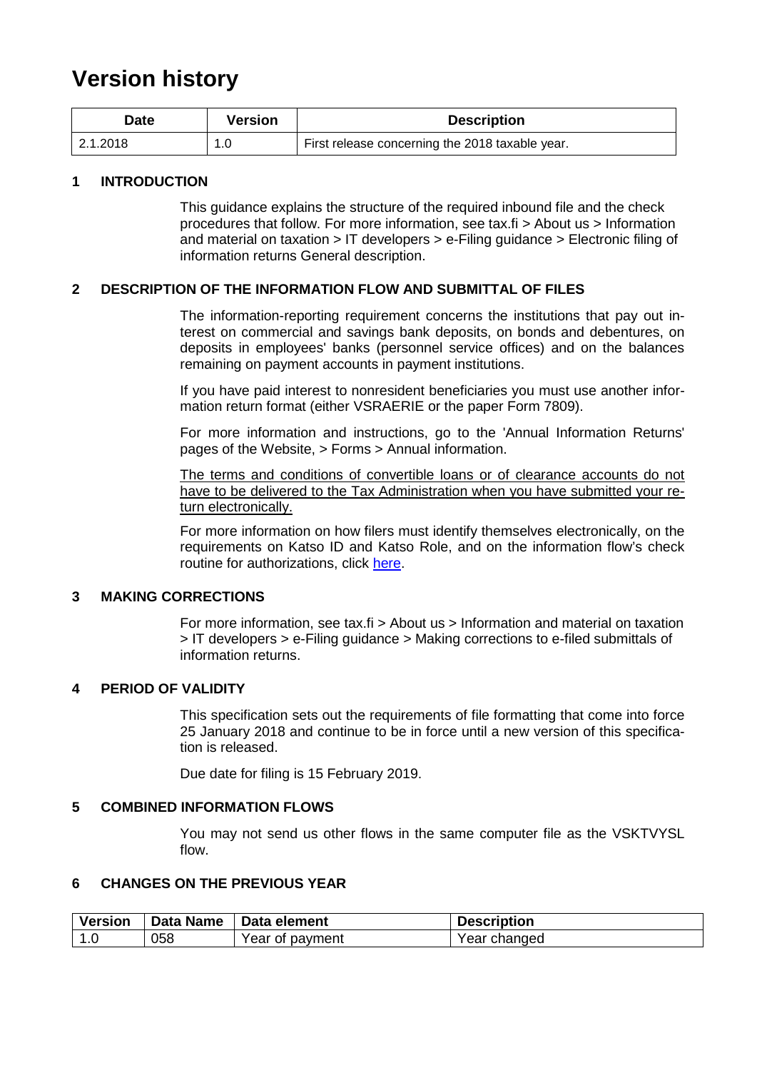# Version history

| Date | Version | Description |
| --- | --- | --- |
| 2.1.2018 | 1.0 | First release concerning the 2018 taxable year. |

## 1 INTRODUCTION

This guidance explains the structure of the required inbound file and the check procedures that follow. For more information, see tax.fi > About us > Information and material on taxation > IT developers > e-Filing guidance > Electronic filing of information returns General description.

## 2 DESCRIPTION OF THE INFORMATION FLOW AND SUBMITTAL OF FILES

The information-reporting requirement concerns the institutions that pay out interest on commercial and savings bank deposits, on bonds and debentures, on deposits in employees' banks (personnel service offices) and on the balances remaining on payment accounts in payment institutions.

If you have paid interest to nonresident beneficiaries you must use another information return format (either VSRAERIE or the paper Form 7809).

For more information and instructions, go to the 'Annual Information Returns' pages of the Website, > Forms > Annual information.

The terms and conditions of convertible loans or of clearance accounts do not have to be delivered to the Tax Administration when you have submitted your return electronically.

For more information on how filers must identify themselves electronically, on the requirements on Katso ID and Katso Role, and on the information flow's check routine for authorizations, click here.

## 3 MAKING CORRECTIONS

For more information, see tax.fi > About us > Information and material on taxation > IT developers > e-Filing guidance > Making corrections to e-filed submittals of information returns.

## 4 PERIOD OF VALIDITY

This specification sets out the requirements of file formatting that come into force 25 January 2018 and continue to be in force until a new version of this specification is released.

Due date for filing is 15 February 2019.

## 5 COMBINED INFORMATION FLOWS

You may not send us other flows in the same computer file as the VSKTVYSL flow.

## 6 CHANGES ON THE PREVIOUS YEAR

| Version | Data Name | Data element | Description |
| --- | --- | --- | --- |
| 1.0 | 058 | Year of payment | Year changed |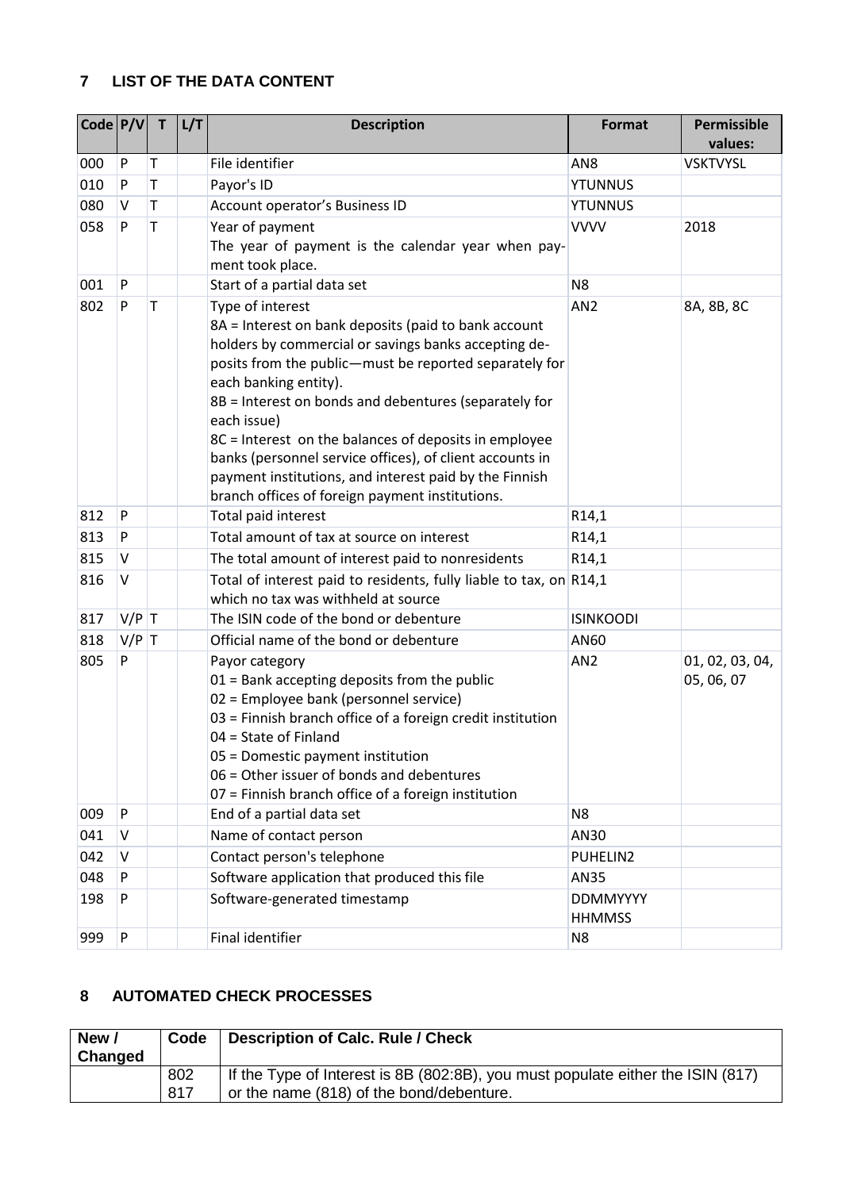## 7 LIST OF THE DATA CONTENT

| Code | P/V | T | L/T | Description | Format | Permissible values: |
|---|---|---|---|---|---|---|
| 000 | P | T | | File identifier | AN8 | VSKTVYSL |
| 010 | P | T | | Payor's ID | YTUNNUS | |
| 080 | V | T | | Account operator's Business ID | YTUNNUS | |
| 058 | P | T | | Year of payment<br>The year of payment is the calendar year when payment took place. | VVVV | 2018 |
| 001 | P | | | Start of a partial data set | N8 | |
| 802 | P | T | | Type of interest<br>8A = Interest on bank deposits (paid to bank account holders by commercial or savings banks accepting deposits from the public—must be reported separately for each banking entity).<br>8B = Interest on bonds and debentures (separately for each issue)<br>8C = Interest on the balances of deposits in employee banks (personnel service offices), of client accounts in payment institutions, and interest paid by the Finnish branch offices of foreign payment institutions. | AN2 | 8A, 8B, 8C |
| 812 | P | | | Total paid interest | R14,1 | |
| 813 | P | | | Total amount of tax at source on interest | R14,1 | |
| 815 | V | | | The total amount of interest paid to nonresidents | R14,1 | |
| 816 | V | | | Total of interest paid to residents, fully liable to tax, on which no tax was withheld at source | R14,1 | |
| 817 | V/P | T | | The ISIN code of the bond or debenture | ISINKOODI | |
| 818 | V/P | T | | Official name of the bond or debenture | AN60 | |
| 805 | P | | | Payor category<br>01 = Bank accepting deposits from the public<br>02 = Employee bank (personnel service)<br>03 = Finnish branch office of a foreign credit institution<br>04 = State of Finland<br>05 = Domestic payment institution<br>06 = Other issuer of bonds and debentures<br>07 = Finnish branch office of a foreign institution | AN2 | 01, 02, 03, 04, 05, 06, 07 |
| 009 | P | | | End of a partial data set | N8 | |
| 041 | V | | | Name of contact person | AN30 | |
| 042 | V | | | Contact person's telephone | PUHELIN2 | |
| 048 | P | | | Software application that produced this file | AN35 | |
| 198 | P | | | Software-generated timestamp | DDMMYYYY HHMMSS | |
| 999 | P | | | Final identifier | N8 | |

## 8 AUTOMATED CHECK PROCESSES

| New / Changed | Code | Description of Calc. Rule / Check |
|---|---|---|
| | 802<br>817 | If the Type of Interest is 8B (802:8B), you must populate either the ISIN (817) or the name (818) of the bond/debenture. |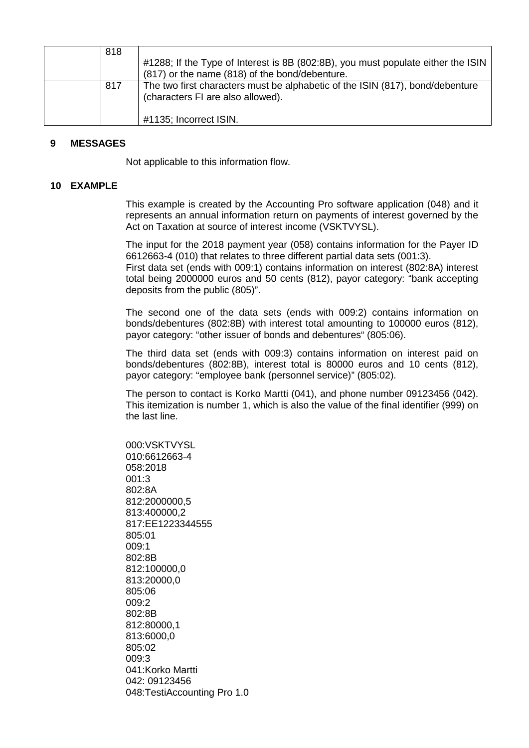| | | |
|---|---|---|
| | 818 | #1288; If the Type of Interest is 8B (802:8B), you must populate either the ISIN (817) or the name (818) of the bond/debenture. |
| | 817 | The two first characters must be alphabetic of the ISIN (817), bond/debenture (characters FI are also allowed).<br><br>#1135; Incorrect ISIN. |

## 9 MESSAGES

Not applicable to this information flow.

## 10 EXAMPLE

This example is created by the Accounting Pro software application (048) and it represents an annual information return on payments of interest governed by the Act on Taxation at source of interest income (VSKTVYSL).

The input for the 2018 payment year (058) contains information for the Payer ID 6612663-4 (010) that relates to three different partial data sets (001:3).
First data set (ends with 009:1) contains information on interest (802:8A) interest total being 2000000 euros and 50 cents (812), payor category: "bank accepting deposits from the public (805)".

The second one of the data sets (ends with 009:2) contains information on bonds/debentures (802:8B) with interest total amounting to 100000 euros (812), payor category: "other issuer of bonds and debentures" (805:06).

The third data set (ends with 009:3) contains information on interest paid on bonds/debentures (802:8B), interest total is 80000 euros and 10 cents (812), payor category: "employee bank (personnel service)" (805:02).

The person to contact is Korko Martti (041), and phone number 09123456 (042). This itemization is number 1, which is also the value of the final identifier (999) on the last line.

```
000:VSKTVYSL
010:6612663-4
058:2018
001:3
802:8A
812:2000000,5
813:400000,2
817:EE1223344555
805:01
009:1
802:8B
812:100000,0
813:20000,0
805:06
009:2
802:8B
812:80000,1
813:6000,0
805:02
009:3
041:Korko Martti
042: 09123456
048:TestiAccounting Pro 1.0
```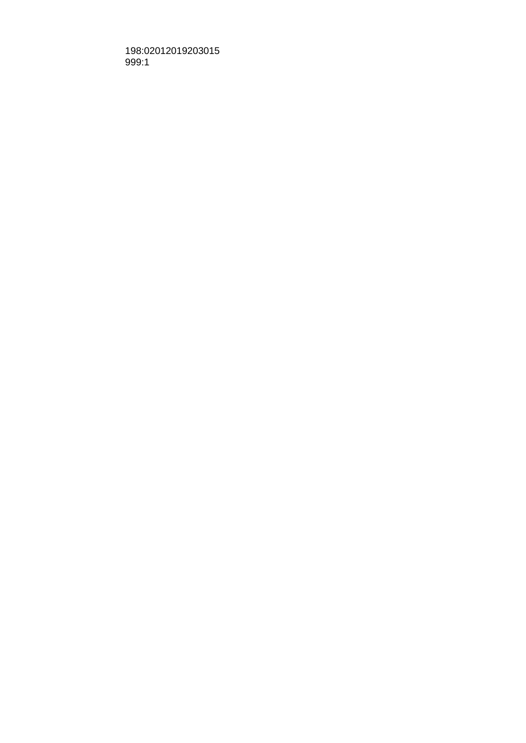198:02012019203015
999:1